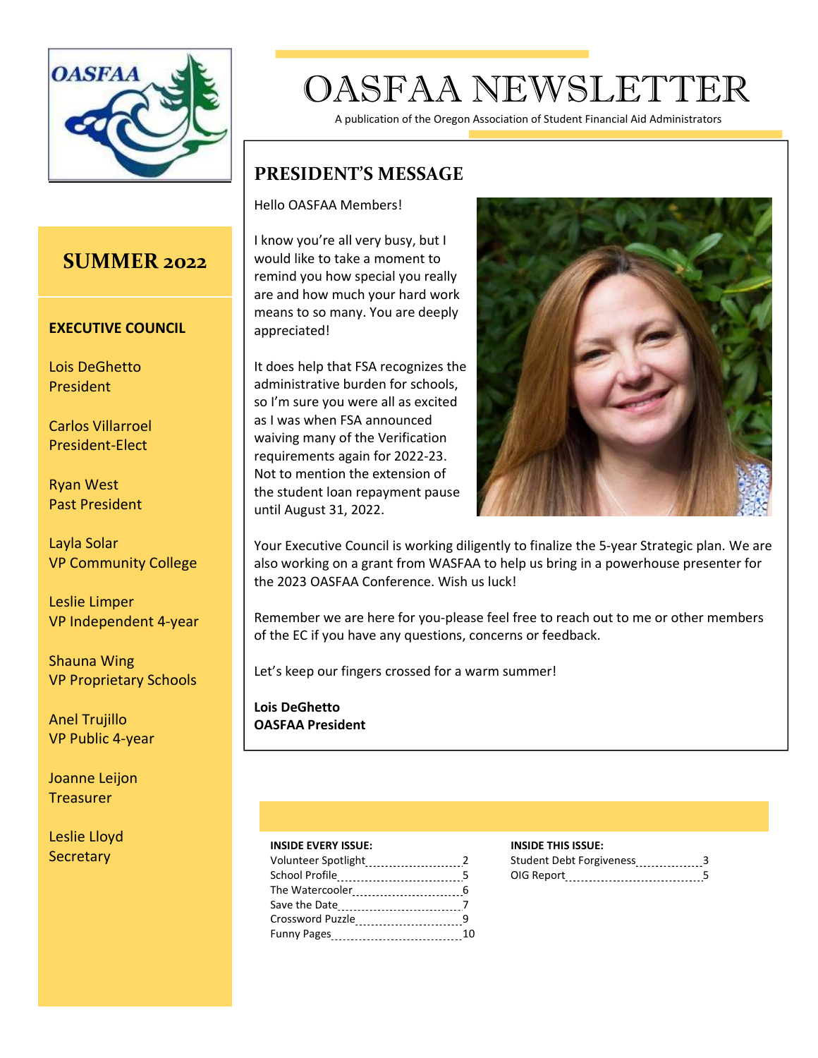# OASFAA NEWSLETTER

A publication of the Oregon Association of Student Financial Aid Administrators

## SUMMER 2022

**EXECUTIVE COUNCIL**

Lois DeGhetto
President

Carlos Villarroel
President-Elect

Ryan West
Past President

Layla Solar
VP Community College

Leslie Limper
VP Independent 4-year

Shauna Wing
VP Proprietary Schools

Anel Trujillo
VP Public 4-year

Joanne Leijon
Treasurer

Leslie Lloyd
Secretary

## PRESIDENT'S MESSAGE

Hello OASFAA Members!

I know you're all very busy, but I would like to take a moment to remind you how special you really are and how much your hard work means to so many. You are deeply appreciated!

It does help that FSA recognizes the administrative burden for schools, so I'm sure you were all as excited as I was when FSA announced waiving many of the Verification requirements again for 2022-23. Not to mention the extension of the student loan repayment pause until August 31, 2022.

Your Executive Council is working diligently to finalize the 5-year Strategic plan. We are also working on a grant from WASFAA to help us bring in a powerhouse presenter for the 2023 OASFAA Conference. Wish us luck!

Remember we are here for you-please feel free to reach out to me or other members of the EC if you have any questions, concerns or feedback.

Let's keep our fingers crossed for a warm summer!

**Lois DeGhetto**
**OASFAA President**

**INSIDE EVERY ISSUE:**

| Section | Page |
|---|---|
| Volunteer Spotlight | 2 |
| School Profile | 5 |
| The Watercooler | 6 |
| Save the Date | 7 |
| Crossword Puzzle | 9 |
| Funny Pages | 10 |

**INSIDE THIS ISSUE:**

| Section | Page |
|---|---|
| Student Debt Forgiveness | 3 |
| OIG Report | 5 |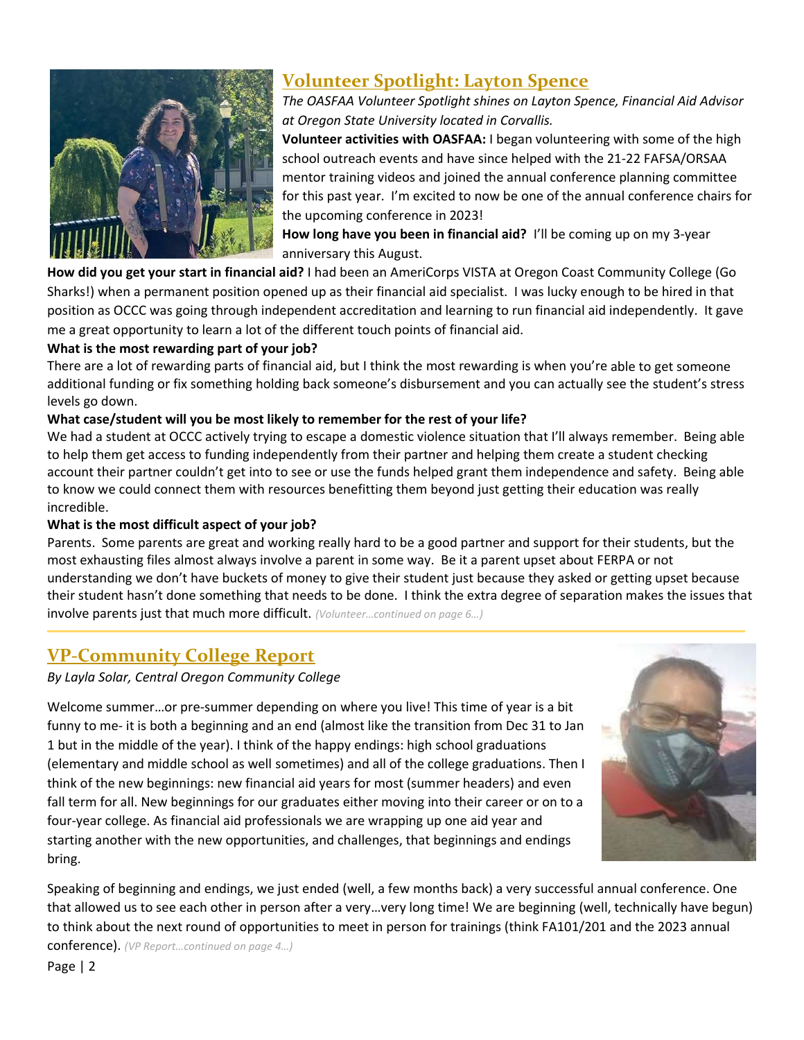## Volunteer Spotlight: Layton Spence

*The OASFAA Volunteer Spotlight shines on Layton Spence, Financial Aid Advisor at Oregon State University located in Corvallis.*

**Volunteer activities with OASFAA:** I began volunteering with some of the high school outreach events and have since helped with the 21-22 FAFSA/ORSAA mentor training videos and joined the annual conference planning committee for this past year. I'm excited to now be one of the annual conference chairs for the upcoming conference in 2023!

**How long have you been in financial aid?** I'll be coming up on my 3-year anniversary this August.

**How did you get your start in financial aid?** I had been an AmeriCorps VISTA at Oregon Coast Community College (Go Sharks!) when a permanent position opened up as their financial aid specialist. I was lucky enough to be hired in that position as OCCC was going through independent accreditation and learning to run financial aid independently. It gave me a great opportunity to learn a lot of the different touch points of financial aid.

**What is the most rewarding part of your job?**

There are a lot of rewarding parts of financial aid, but I think the most rewarding is when you're able to get someone additional funding or fix something holding back someone's disbursement and you can actually see the student's stress levels go down.

**What case/student will you be most likely to remember for the rest of your life?**

We had a student at OCCC actively trying to escape a domestic violence situation that I'll always remember. Being able to help them get access to funding independently from their partner and helping them create a student checking account their partner couldn't get into to see or use the funds helped grant them independence and safety. Being able to know we could connect them with resources benefitting them beyond just getting their education was really incredible.

**What is the most difficult aspect of your job?**

Parents. Some parents are great and working really hard to be a good partner and support for their students, but the most exhausting files almost always involve a parent in some way. Be it a parent upset about FERPA or not understanding we don't have buckets of money to give their student just because they asked or getting upset because their student hasn't done something that needs to be done. I think the extra degree of separation makes the issues that involve parents just that much more difficult. *(Volunteer…continued on page 6…)*

## VP-Community College Report

*By Layla Solar, Central Oregon Community College*

Welcome summer…or pre-summer depending on where you live! This time of year is a bit funny to me- it is both a beginning and an end (almost like the transition from Dec 31 to Jan 1 but in the middle of the year). I think of the happy endings: high school graduations (elementary and middle school as well sometimes) and all of the college graduations. Then I think of the new beginnings: new financial aid years for most (summer headers) and even fall term for all. New beginnings for our graduates either moving into their career or on to a four-year college. As financial aid professionals we are wrapping up one aid year and starting another with the new opportunities, and challenges, that beginnings and endings bring.

Speaking of beginning and endings, we just ended (well, a few months back) a very successful annual conference. One that allowed us to see each other in person after a very…very long time! We are beginning (well, technically have begun) to think about the next round of opportunities to meet in person for trainings (think FA101/201 and the 2023 annual conference). *(VP Report…continued on page 4…)*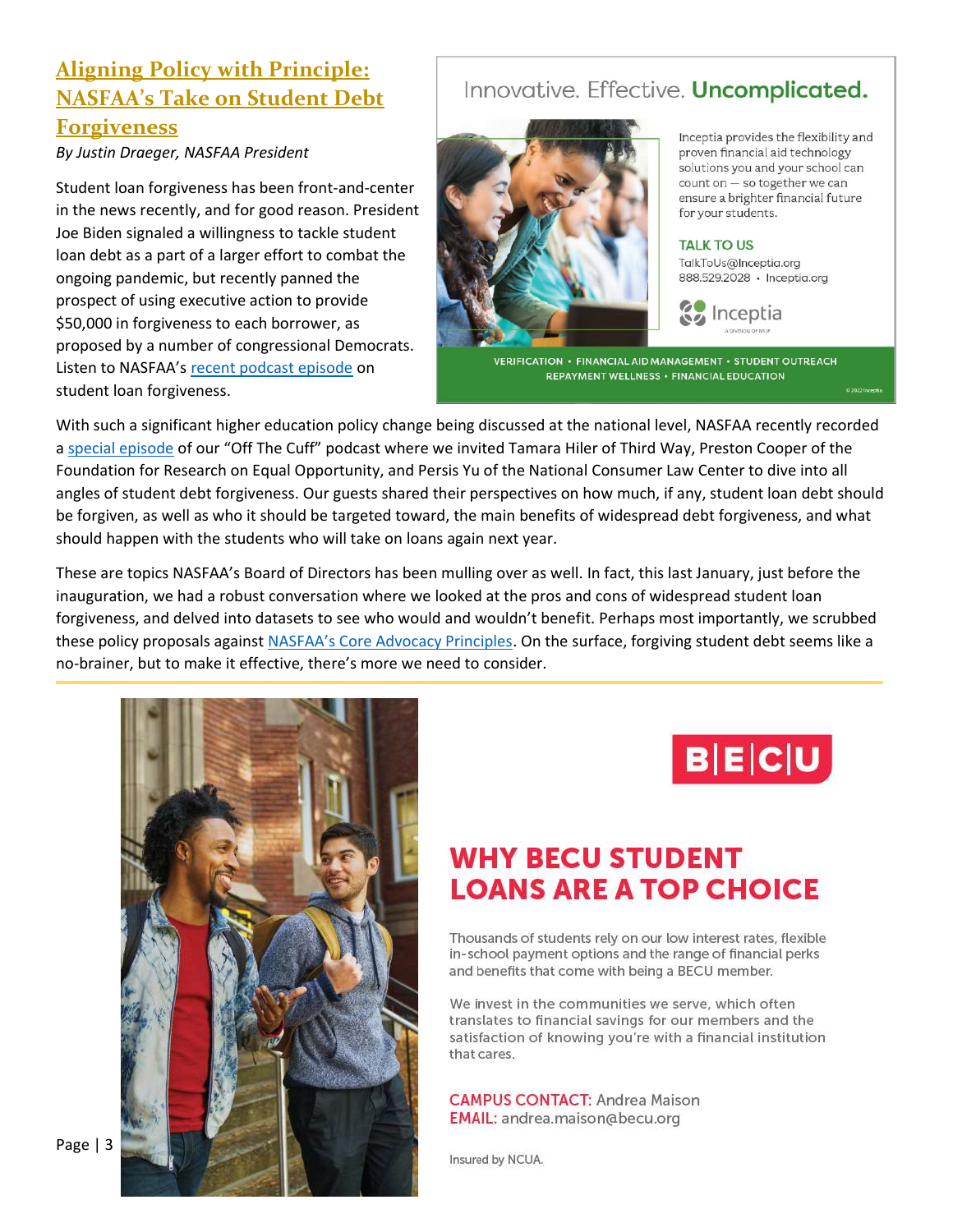## [Aligning Policy with Principle: NASFAA's Take on Student Debt Forgiveness]

*By Justin Draeger, NASFAA President*

Student loan forgiveness has been front-and-center in the news recently, and for good reason. President Joe Biden signaled a willingness to tackle student loan debt as a part of a larger effort to combat the ongoing pandemic, but recently panned the prospect of using executive action to provide $50,000 in forgiveness to each borrower, as proposed by a number of congressional Democrats. Listen to NASFAA's recent podcast episode on student loan forgiveness.

Innovative. Effective. **Uncomplicated.**

Inceptia provides the flexibility and proven financial aid technology solutions you and your school can count on — so together we can ensure a brighter financial future for your students.

TALK TO US
TalkToUs@Inceptia.org
888.529.2028 • Inceptia.org

Inceptia
A DIVISION OF NELNET

VERIFICATION • FINANCIAL AID MANAGEMENT • STUDENT OUTREACH
REPAYMENT WELLNESS • FINANCIAL EDUCATION

© 2022 Inceptia

With such a significant higher education policy change being discussed at the national level, NASFAA recently recorded a special episode of our "Off The Cuff" podcast where we invited Tamara Hiler of Third Way, Preston Cooper of the Foundation for Research on Equal Opportunity, and Persis Yu of the National Consumer Law Center to dive into all angles of student debt forgiveness. Our guests shared their perspectives on how much, if any, student loan debt should be forgiven, as well as who it should be targeted toward, the main benefits of widespread debt forgiveness, and what should happen with the students who will take on loans again next year.

These are topics NASFAA's Board of Directors has been mulling over as well. In fact, this last January, just before the inauguration, we had a robust conversation where we looked at the pros and cons of widespread student loan forgiveness, and delved into datasets to see who would and wouldn't benefit. Perhaps most importantly, we scrubbed these policy proposals against NASFAA's Core Advocacy Principles. On the surface, forgiving student debt seems like a no-brainer, but to make it effective, there's more we need to consider.

---

B|E|C|U

**WHY BECU STUDENT LOANS ARE A TOP CHOICE**

Thousands of students rely on our low interest rates, flexible in-school payment options and the range of financial perks and benefits that come with being a BECU member.

We invest in the communities we serve, which often translates to financial savings for our members and the satisfaction of knowing you're with a financial institution that cares.

CAMPUS CONTACT: Andrea Maison
EMAIL: andrea.maison@becu.org

Insured by NCUA.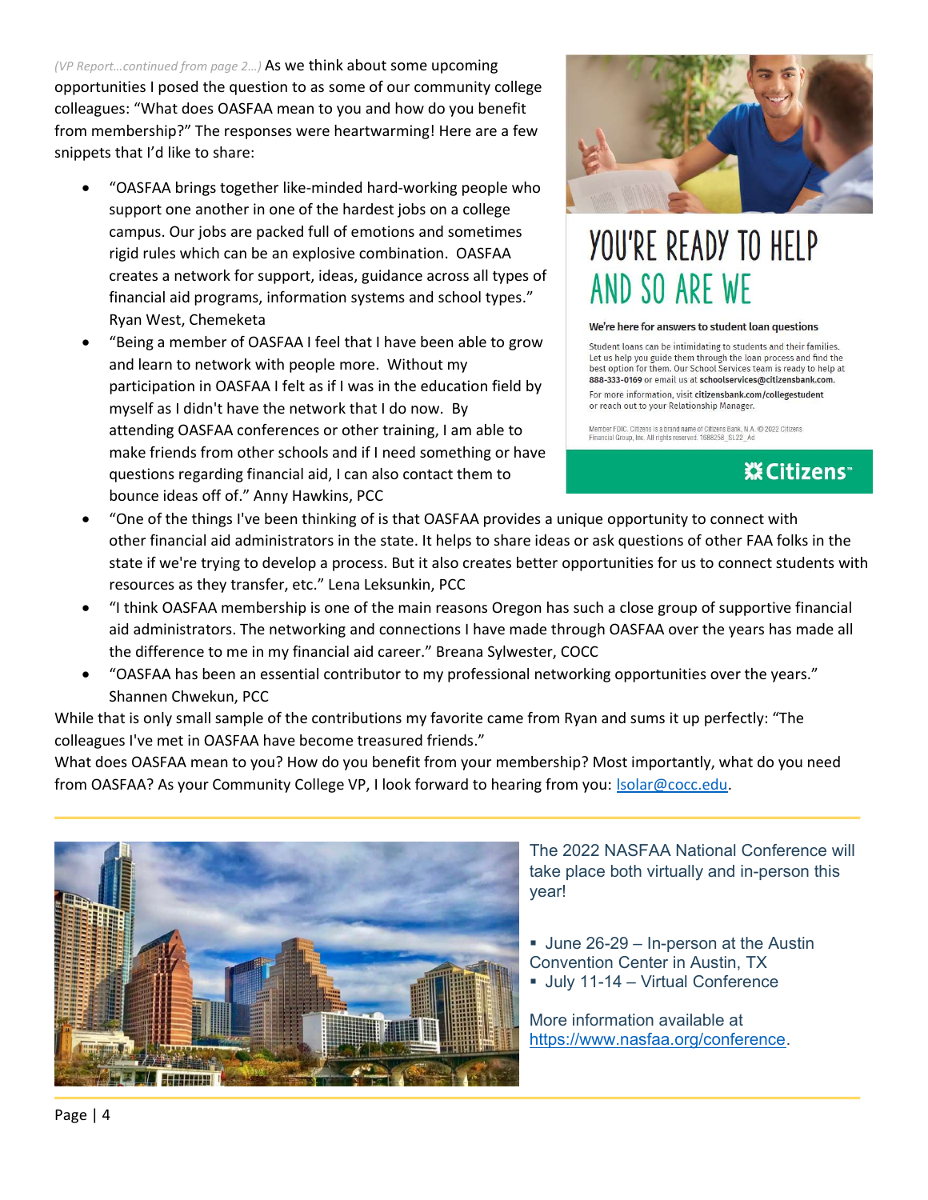*(VP Report…continued from page 2…)* As we think about some upcoming opportunities I posed the question to as some of our community college colleagues: "What does OASFAA mean to you and how do you benefit from membership?" The responses were heartwarming! Here are a few snippets that I'd like to share:

- "OASFAA brings together like-minded hard-working people who support one another in one of the hardest jobs on a college campus. Our jobs are packed full of emotions and sometimes rigid rules which can be an explosive combination. OASFAA creates a network for support, ideas, guidance across all types of financial aid programs, information systems and school types." Ryan West, Chemeketa
- "Being a member of OASFAA I feel that I have been able to grow and learn to network with people more. Without my participation in OASFAA I felt as if I was in the education field by myself as I didn't have the network that I do now. By attending OASFAA conferences or other training, I am able to make friends from other schools and if I need something or have questions regarding financial aid, I can also contact them to bounce ideas off of." Anny Hawkins, PCC
- "One of the things I've been thinking of is that OASFAA provides a unique opportunity to connect with other financial aid administrators in the state. It helps to share ideas or ask questions of other FAA folks in the state if we're trying to develop a process. But it also creates better opportunities for us to connect students with resources as they transfer, etc." Lena Leksunkin, PCC
- "I think OASFAA membership is one of the main reasons Oregon has such a close group of supportive financial aid administrators. The networking and connections I have made through OASFAA over the years has made all the difference to me in my financial aid career." Breana Sylwester, COCC
- "OASFAA has been an essential contributor to my professional networking opportunities over the years." Shannen Chwekun, PCC

While that is only small sample of the contributions my favorite came from Ryan and sums it up perfectly: "The colleagues I've met in OASFAA have become treasured friends."

What does OASFAA mean to you? How do you benefit from your membership? Most importantly, what do you need from OASFAA? As your Community College VP, I look forward to hearing from you: lsolar@cocc.edu.

# YOU'RE READY TO HELP AND SO ARE WE

**We're here for answers to student loan questions**

Student loans can be intimidating to students and their families. Let us help you guide them through the loan process and find the best option for them. Our School Services team is ready to help at **888-333-0169** or email us at **schoolservices@citizensbank.com.**

For more information, visit **citizensbank.com/collegestudent** or reach out to your Relationship Manager.

Member FDIC. Citizens is a brand name of Citizens Bank, N.A. ©2022 Citizens Financial Group, Inc. All rights reserved. 1688258_SL22_Ad

**Citizens**™

---

The 2022 NASFAA National Conference will take place both virtually and in-person this year!

- June 26-29 – In-person at the Austin Convention Center in Austin, TX
- July 11-14 – Virtual Conference

More information available at https://www.nasfaa.org/conference.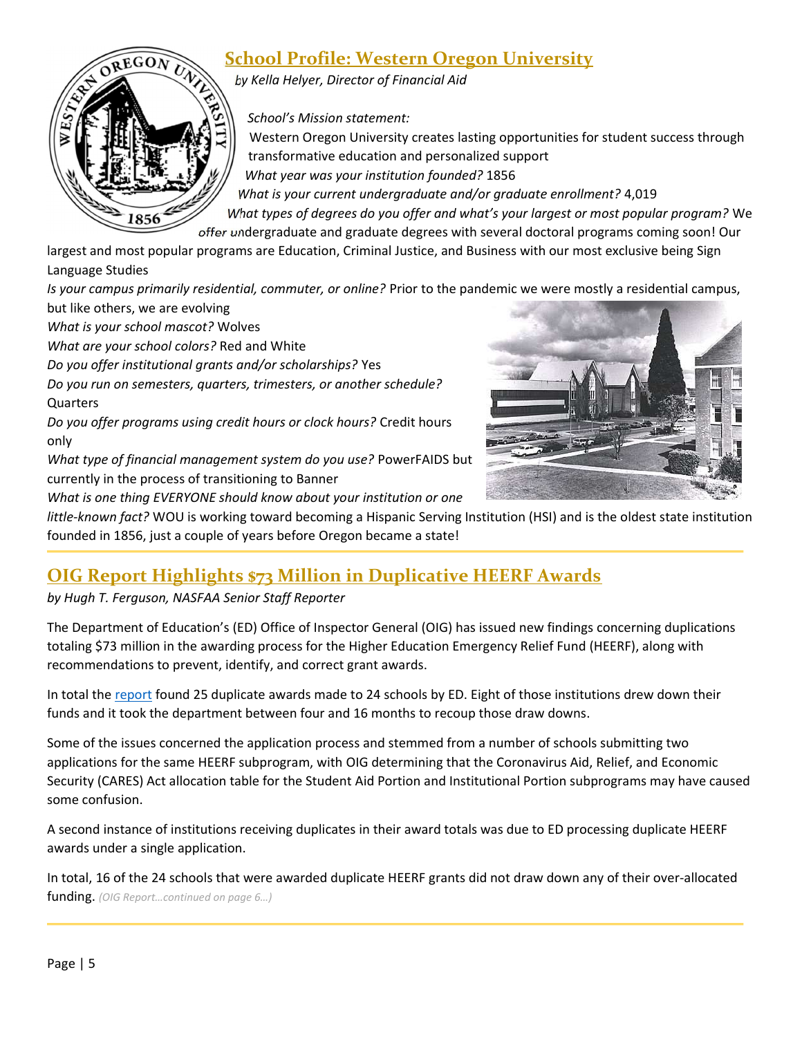## School Profile: Western Oregon University

*by Kella Helyer, Director of Financial Aid*

*School's Mission statement:*
Western Oregon University creates lasting opportunities for student success through transformative education and personalized support

*What year was your institution founded?* 1856

*What is your current undergraduate and/or graduate enrollment?* 4,019

*What types of degrees do you offer and what's your largest or most popular program?* We offer undergraduate and graduate degrees with several doctoral programs coming soon! Our largest and most popular programs are Education, Criminal Justice, and Business with our most exclusive being Sign Language Studies

*Is your campus primarily residential, commuter, or online?* Prior to the pandemic we were mostly a residential campus, but like others, we are evolving

*What is your school mascot?* Wolves

*What are your school colors?* Red and White

*Do you offer institutional grants and/or scholarships?* Yes

*Do you run on semesters, quarters, trimesters, or another schedule?* Quarters

*Do you offer programs using credit hours or clock hours?* Credit hours only

*What type of financial management system do you use?* PowerFAIDS but currently in the process of transitioning to Banner

*What is one thing EVERYONE should know about your institution or one little-known fact?* WOU is working toward becoming a Hispanic Serving Institution (HSI) and is the oldest state institution founded in 1856, just a couple of years before Oregon became a state!

## OIG Report Highlights $73 Million in Duplicative HEERF Awards

*by Hugh T. Ferguson, NASFAA Senior Staff Reporter*

The Department of Education's (ED) Office of Inspector General (OIG) has issued new findings concerning duplications totaling $73 million in the awarding process for the Higher Education Emergency Relief Fund (HEERF), along with recommendations to prevent, identify, and correct grant awards.

In total the report found 25 duplicate awards made to 24 schools by ED. Eight of those institutions drew down their funds and it took the department between four and 16 months to recoup those draw downs.

Some of the issues concerned the application process and stemmed from a number of schools submitting two applications for the same HEERF subprogram, with OIG determining that the Coronavirus Aid, Relief, and Economic Security (CARES) Act allocation table for the Student Aid Portion and Institutional Portion subprograms may have caused some confusion.

A second instance of institutions receiving duplicates in their award totals was due to ED processing duplicate HEERF awards under a single application.

In total, 16 of the 24 schools that were awarded duplicate HEERF grants did not draw down any of their over-allocated funding. *(OIG Report…continued on page 6…)*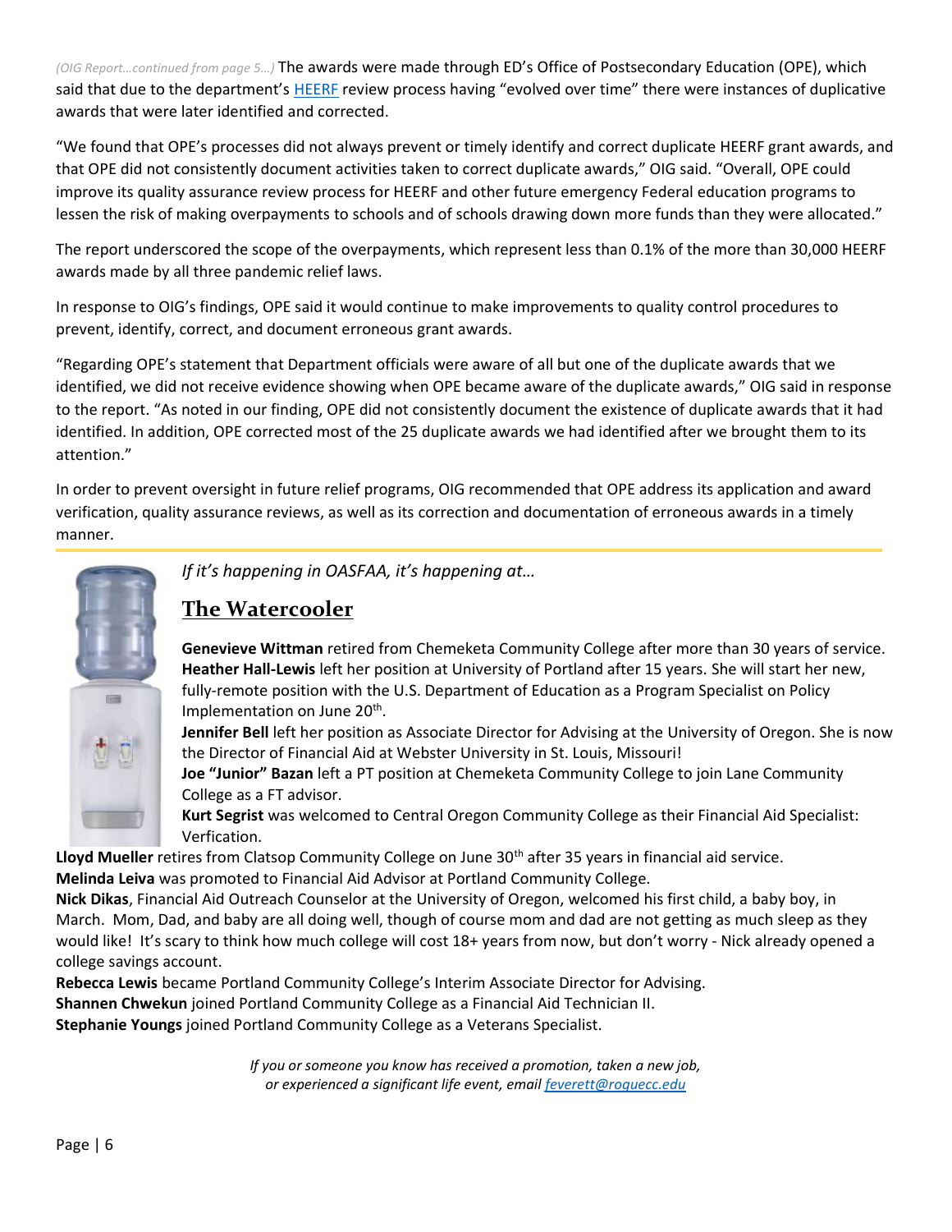*(OIG Report…continued from page 5…)* The awards were made through ED's Office of Postsecondary Education (OPE), which said that due to the department's HEERF review process having "evolved over time" there were instances of duplicative awards that were later identified and corrected.

"We found that OPE's processes did not always prevent or timely identify and correct duplicate HEERF grant awards, and that OPE did not consistently document activities taken to correct duplicate awards," OIG said. "Overall, OPE could improve its quality assurance review process for HEERF and other future emergency Federal education programs to lessen the risk of making overpayments to schools and of schools drawing down more funds than they were allocated."

The report underscored the scope of the overpayments, which represent less than 0.1% of the more than 30,000 HEERF awards made by all three pandemic relief laws.

In response to OIG's findings, OPE said it would continue to make improvements to quality control procedures to prevent, identify, correct, and document erroneous grant awards.

"Regarding OPE's statement that Department officials were aware of all but one of the duplicate awards that we identified, we did not receive evidence showing when OPE became aware of the duplicate awards," OIG said in response to the report. "As noted in our finding, OPE did not consistently document the existence of duplicate awards that it had identified. In addition, OPE corrected most of the 25 duplicate awards we had identified after we brought them to its attention."

In order to prevent oversight in future relief programs, OIG recommended that OPE address its application and award verification, quality assurance reviews, as well as its correction and documentation of erroneous awards in a timely manner.

*If it's happening in OASFAA, it's happening at…*

## The Watercooler

**Genevieve Wittman** retired from Chemeketa Community College after more than 30 years of service.
**Heather Hall-Lewis** left her position at University of Portland after 15 years. She will start her new, fully-remote position with the U.S. Department of Education as a Program Specialist on Policy Implementation on June 20th.
**Jennifer Bell** left her position as Associate Director for Advising at the University of Oregon. She is now the Director of Financial Aid at Webster University in St. Louis, Missouri!
**Joe "Junior" Bazan** left a PT position at Chemeketa Community College to join Lane Community College as a FT advisor.
**Kurt Segrist** was welcomed to Central Oregon Community College as their Financial Aid Specialist: Verfication.
**Lloyd Mueller** retires from Clatsop Community College on June 30th after 35 years in financial aid service.
**Melinda Leiva** was promoted to Financial Aid Advisor at Portland Community College.
**Nick Dikas**, Financial Aid Outreach Counselor at the University of Oregon, welcomed his first child, a baby boy, in March. Mom, Dad, and baby are all doing well, though of course mom and dad are not getting as much sleep as they would like! It's scary to think how much college will cost 18+ years from now, but don't worry - Nick already opened a college savings account.
**Rebecca Lewis** became Portland Community College's Interim Associate Director for Advising.
**Shannen Chwekun** joined Portland Community College as a Financial Aid Technician II.
**Stephanie Youngs** joined Portland Community College as a Veterans Specialist.

*If you or someone you know has received a promotion, taken a new job, or experienced a significant life event, email feverett@roguecc.edu*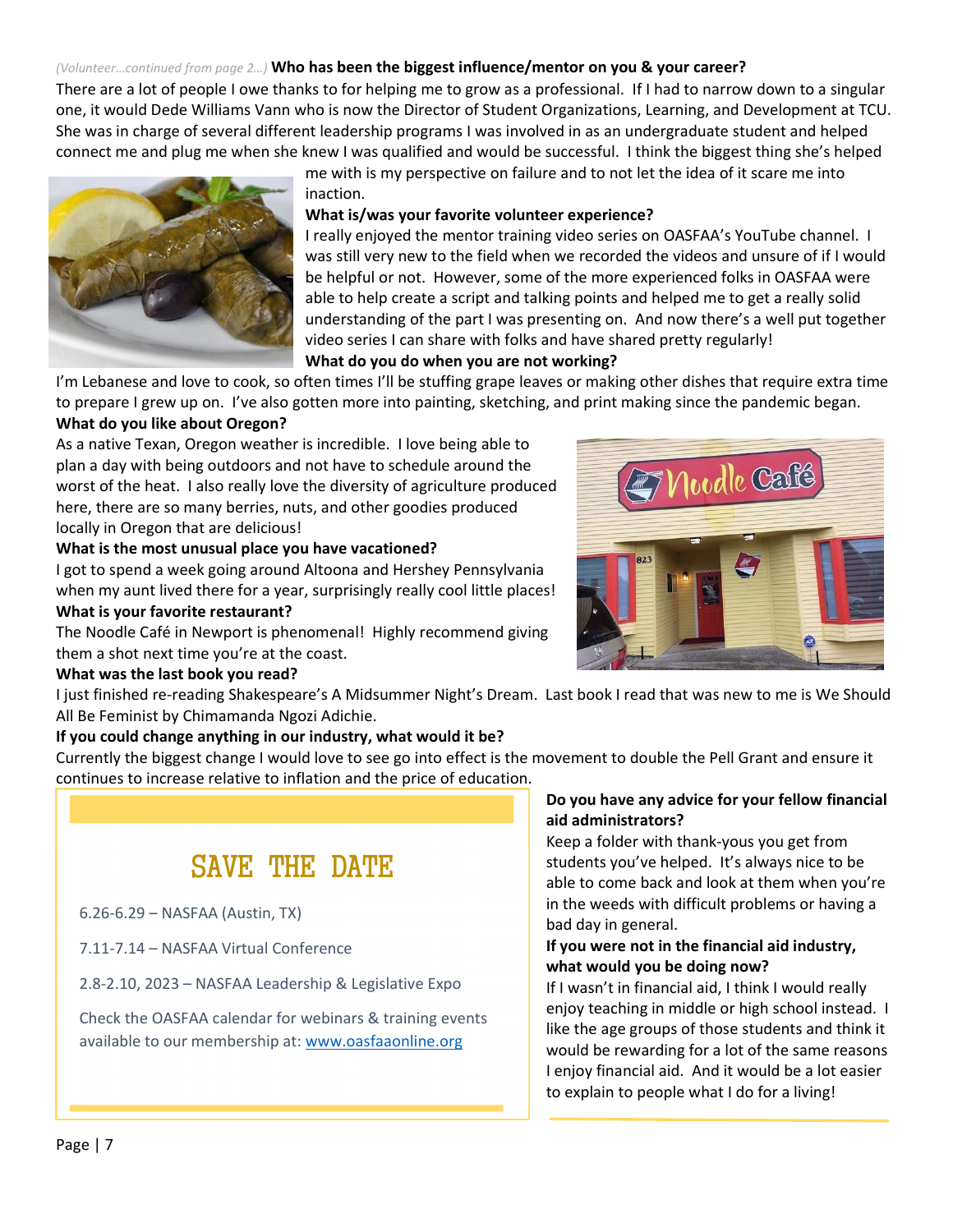*(Volunteer…continued from page 2…)* **Who has been the biggest influence/mentor on you & your career?**

There are a lot of people I owe thanks to for helping me to grow as a professional. If I had to narrow down to a singular one, it would Dede Williams Vann who is now the Director of Student Organizations, Learning, and Development at TCU. She was in charge of several different leadership programs I was involved in as an undergraduate student and helped connect me and plug me when she knew I was qualified and would be successful. I think the biggest thing she's helped me with is my perspective on failure and to not let the idea of it scare me into inaction.

**What is/was your favorite volunteer experience?**

I really enjoyed the mentor training video series on OASFAA's YouTube channel. I was still very new to the field when we recorded the videos and unsure of if I would be helpful or not. However, some of the more experienced folks in OASFAA were able to help create a script and talking points and helped me to get a really solid understanding of the part I was presenting on. And now there's a well put together video series I can share with folks and have shared pretty regularly!

**What do you do when you are not working?**

I'm Lebanese and love to cook, so often times I'll be stuffing grape leaves or making other dishes that require extra time to prepare I grew up on. I've also gotten more into painting, sketching, and print making since the pandemic began.

**What do you like about Oregon?**

As a native Texan, Oregon weather is incredible. I love being able to plan a day with being outdoors and not have to schedule around the worst of the heat. I also really love the diversity of agriculture produced here, there are so many berries, nuts, and other goodies produced locally in Oregon that are delicious!

**What is the most unusual place you have vacationed?**

I got to spend a week going around Altoona and Hershey Pennsylvania when my aunt lived there for a year, surprisingly really cool little places!

**What is your favorite restaurant?**

The Noodle Café in Newport is phenomenal! Highly recommend giving them a shot next time you're at the coast.

**What was the last book you read?**

I just finished re-reading Shakespeare's A Midsummer Night's Dream. Last book I read that was new to me is We Should All Be Feminist by Chimamanda Ngozi Adichie.

**If you could change anything in our industry, what would it be?**

Currently the biggest change I would love to see go into effect is the movement to double the Pell Grant and ensure it continues to increase relative to inflation and the price of education.

**Do you have any advice for your fellow financial aid administrators?**

Keep a folder with thank-yous you get from students you've helped. It's always nice to be able to come back and look at them when you're in the weeds with difficult problems or having a bad day in general.

**If you were not in the financial aid industry, what would you be doing now?**

If I wasn't in financial aid, I think I would really enjoy teaching in middle or high school instead. I like the age groups of those students and think it would be rewarding for a lot of the same reasons I enjoy financial aid. And it would be a lot easier to explain to people what I do for a living!

## SAVE THE DATE

6.26-6.29 – NASFAA (Austin, TX)

7.11-7.14 – NASFAA Virtual Conference

2.8-2.10, 2023 – NASFAA Leadership & Legislative Expo

Check the OASFAA calendar for webinars & training events available to our membership at: www.oasfaaonline.org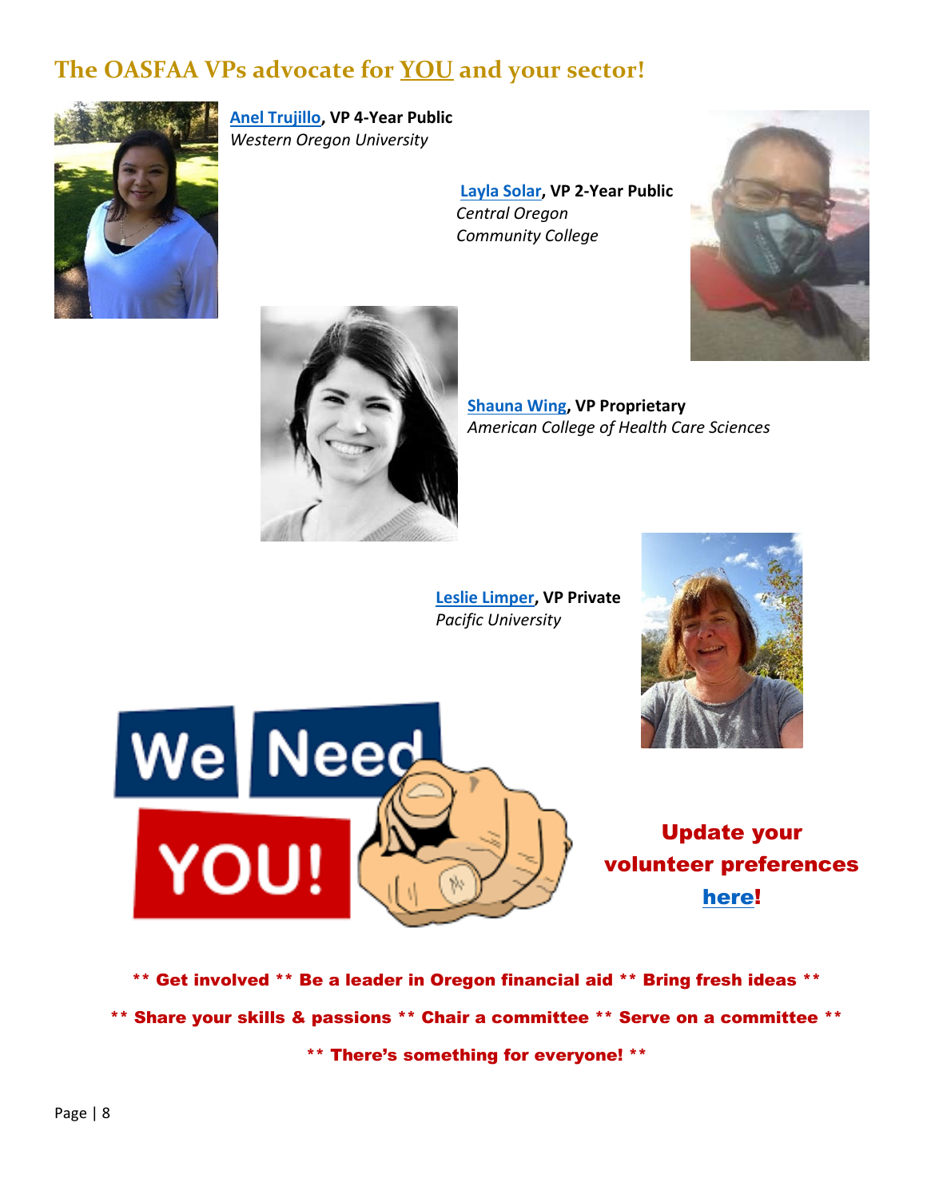## The OASFAA VPs advocate for YOU and your sector!

**Anel Trujillo, VP 4-Year Public**
*Western Oregon University*

**Layla Solar, VP 2-Year Public**
*Central Oregon Community College*

**Shauna Wing, VP Proprietary**
*American College of Health Care Sciences*

**Leslie Limper, VP Private**
*Pacific University*

We Need YOU!

**Update your volunteer preferences here!**

**\*\* Get involved \*\* Be a leader in Oregon financial aid \*\* Bring fresh ideas \*\***

**\*\* Share your skills & passions \*\* Chair a committee \*\* Serve on a committee \*\***

**\*\* There's something for everyone! \*\***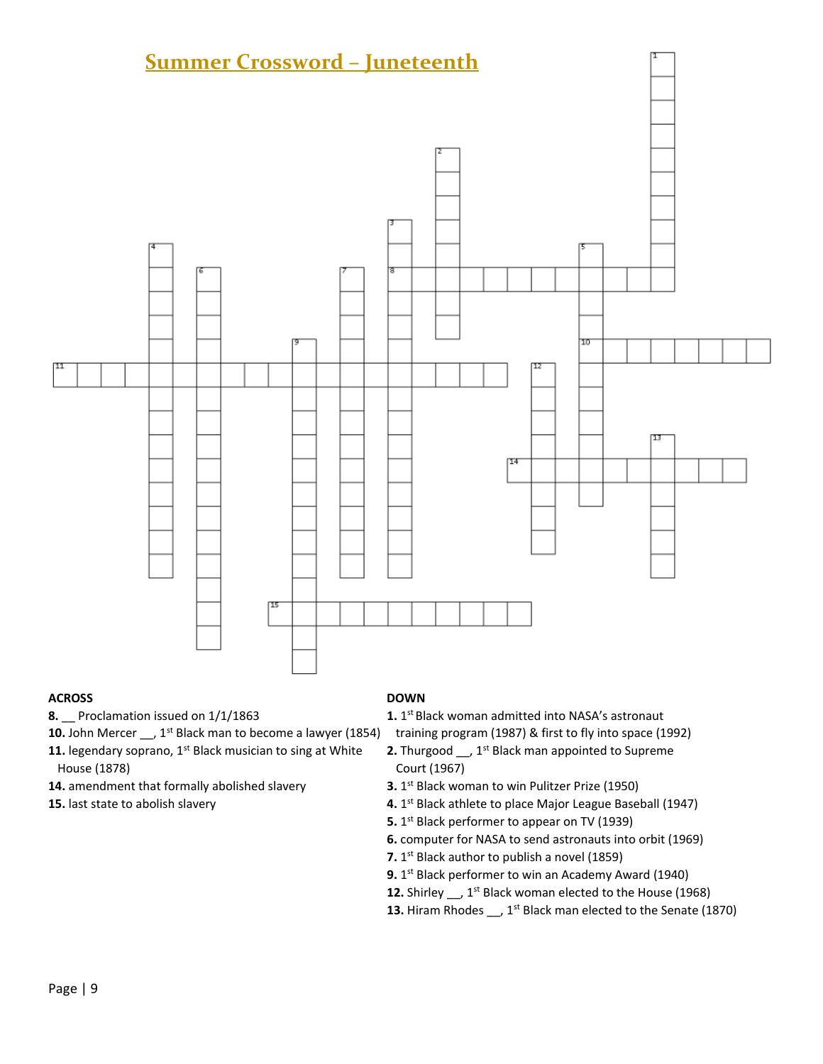# Summer Crossword – Juneteenth

**ACROSS**

**8.** __ Proclamation issued on 1/1/1863

**10.** John Mercer __, 1st Black man to become a lawyer (1854)

**11.** legendary soprano, 1st Black musician to sing at White House (1878)

**14.** amendment that formally abolished slavery

**15.** last state to abolish slavery

**DOWN**

**1.** 1st Black woman admitted into NASA's astronaut training program (1987) & first to fly into space (1992)

**2.** Thurgood __, 1st Black man appointed to Supreme Court (1967)

**3.** 1st Black woman to win Pulitzer Prize (1950)

**4.** 1st Black athlete to place Major League Baseball (1947)

**5.** 1st Black performer to appear on TV (1939)

**6.** computer for NASA to send astronauts into orbit (1969)

**7.** 1st Black author to publish a novel (1859)

**9.** 1st Black performer to win an Academy Award (1940)

**12.** Shirley __, 1st Black woman elected to the House (1968)

**13.** Hiram Rhodes __, 1st Black man elected to the Senate (1870)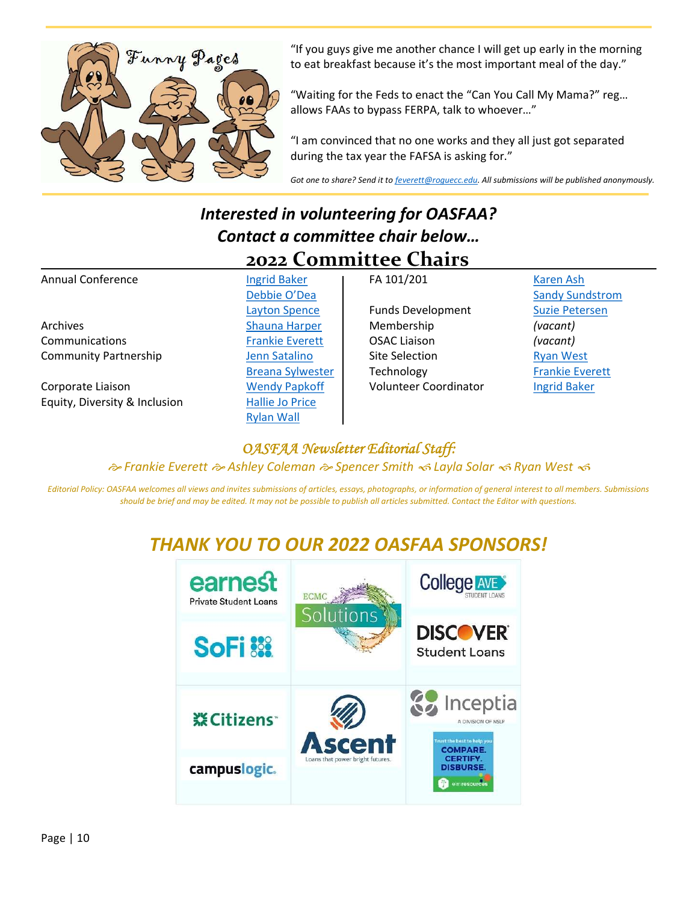Funny Pages

"If you guys give me another chance I will get up early in the morning to eat breakfast because it's the most important meal of the day."

"Waiting for the Feds to enact the "Can You Call My Mama?" reg… allows FAAs to bypass FERPA, talk to whoever…"

"I am convinced that no one works and they all just got separated during the tax year the FAFSA is asking for."

*Got one to share? Send it to feverett@roguecc.edu. All submissions will be published anonymously.*

## *Interested in volunteering for OASFAA?*
## *Contact a committee chair below…*

## 2022 Committee Chairs

| | | | |
|---|---|---|---|
| Annual Conference | Ingrid Baker, Debbie O'Dea, Layton Spence | FA 101/201 | Karen Ash, Sandy Sundstrom |
| Archives | Shauna Harper | Funds Development | Suzie Petersen |
| Communications | Frankie Everett | Membership | *(vacant)* |
| Community Partnership | Jenn Satalino, Breana Sylwester | OSAC Liaison | *(vacant)* |
| Corporate Liaison | Wendy Papkoff | Site Selection | Ryan West |
| Equity, Diversity & Inclusion | Hallie Jo Price, Rylan Wall | Technology | Frankie Everett |
| | | Volunteer Coordinator | Ingrid Baker |

*OASFAA Newsletter Editorial Staff:*

*Frankie Everett · Ashley Coleman · Spencer Smith · Layla Solar · Ryan West*

*Editorial Policy: OASFAA welcomes all views and invites submissions of articles, essays, photographs, or information of general interest to all members. Submissions should be brief and may be edited. It may not be possible to publish all articles submitted. Contact the Editor with questions.*

## *THANK YOU TO OUR 2022 OASFAA SPONSORS!*

earnest Private Student Loans
SoFi
ECMC Solutions
College AVE Student Loans
DISCOVER Student Loans
Citizens
Ascent Loans that power bright futures.
Inceptia A Division of NSLP
campuslogic
Trust the best to help you COMPARE. CERTIFY. DISBURSE. elm resources